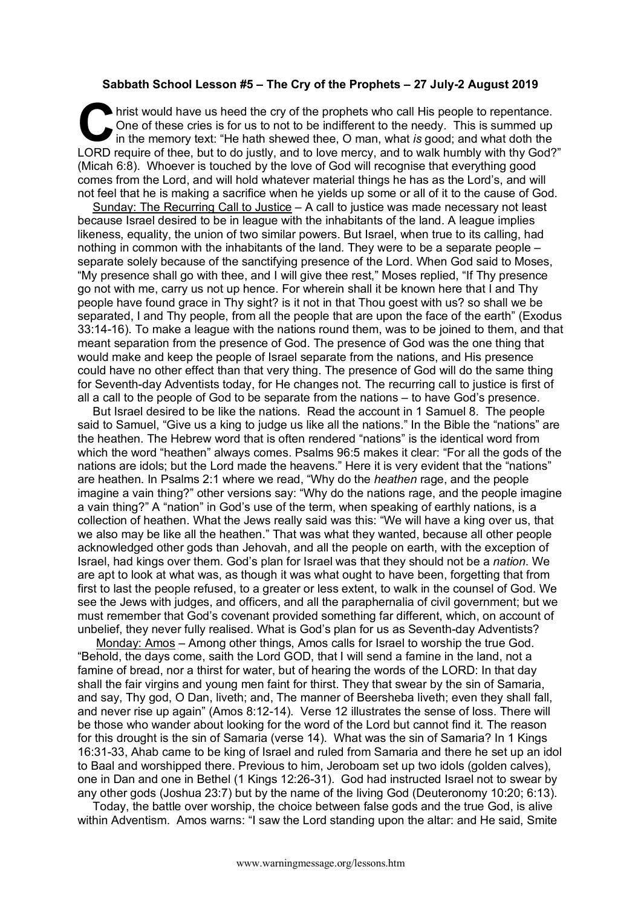**Sabbath School Lesson #5 – The Cry of the Prophets – 27 July-2 August 2019**

Christ would have us heed the cry of the prophets who call His people to repentance. One of these cries is for us to not to be indifferent to the needy. This is summed up in the memory text: "He hath shewed thee, O man, what *is* good; and what doth the LORD require of thee, but to do justly, and to love mercy, and to walk humbly with thy God?" (Micah 6:8). Whoever is touched by the love of God will recognise that everything good comes from the Lord, and will hold whatever material things he has as the Lord's, and will not feel that he is making a sacrifice when he yields up some or all of it to the cause of God.

Sunday: The Recurring Call to Justice – A call to justice was made necessary not least because Israel desired to be in league with the inhabitants of the land. A league implies likeness, equality, the union of two similar powers. But Israel, when true to its calling, had nothing in common with the inhabitants of the land. They were to be a separate people – separate solely because of the sanctifying presence of the Lord. When God said to Moses, "My presence shall go with thee, and I will give thee rest," Moses replied, "If Thy presence go not with me, carry us not up hence. For wherein shall it be known here that I and Thy people have found grace in Thy sight? is it not in that Thou goest with us? so shall we be separated, I and Thy people, from all the people that are upon the face of the earth" (Exodus 33:14-16). To make a league with the nations round them, was to be joined to them, and that meant separation from the presence of God. The presence of God was the one thing that would make and keep the people of Israel separate from the nations, and His presence could have no other effect than that very thing. The presence of God will do the same thing for Seventh-day Adventists today, for He changes not. The recurring call to justice is first of all a call to the people of God to be separate from the nations – to have God's presence.

But Israel desired to be like the nations. Read the account in 1 Samuel 8. The people said to Samuel, "Give us a king to judge us like all the nations." In the Bible the "nations" are the heathen. The Hebrew word that is often rendered "nations" is the identical word from which the word "heathen" always comes. Psalms 96:5 makes it clear: "For all the gods of the nations are idols; but the Lord made the heavens." Here it is very evident that the "nations" are heathen. In Psalms 2:1 where we read, "Why do the *heathen* rage, and the people imagine a vain thing?" other versions say: "Why do the nations rage, and the people imagine a vain thing?" A "nation" in God's use of the term, when speaking of earthly nations, is a collection of heathen. What the Jews really said was this: "We will have a king over us, that we also may be like all the heathen." That was what they wanted, because all other people acknowledged other gods than Jehovah, and all the people on earth, with the exception of Israel, had kings over them. God's plan for Israel was that they should not be a *nation*. We are apt to look at what was, as though it was what ought to have been, forgetting that from first to last the people refused, to a greater or less extent, to walk in the counsel of God. We see the Jews with judges, and officers, and all the paraphernalia of civil government; but we must remember that God's covenant provided something far different, which, on account of unbelief, they never fully realised. What is God's plan for us as Seventh-day Adventists?

Monday: Amos – Among other things, Amos calls for Israel to worship the true God. "Behold, the days come, saith the Lord GOD, that I will send a famine in the land, not a famine of bread, nor a thirst for water, but of hearing the words of the LORD: In that day shall the fair virgins and young men faint for thirst. They that swear by the sin of Samaria, and say, Thy god, O Dan, liveth; and, The manner of Beersheba liveth; even they shall fall, and never rise up again" (Amos 8:12-14). Verse 12 illustrates the sense of loss. There will be those who wander about looking for the word of the Lord but cannot find it. The reason for this drought is the sin of Samaria (verse 14). What was the sin of Samaria? In 1 Kings 16:31-33, Ahab came to be king of Israel and ruled from Samaria and there he set up an idol to Baal and worshipped there. Previous to him, Jeroboam set up two idols (golden calves), one in Dan and one in Bethel (1 Kings 12:26-31). God had instructed Israel not to swear by any other gods (Joshua 23:7) but by the name of the living God (Deuteronomy 10:20; 6:13).

Today, the battle over worship, the choice between false gods and the true God, is alive within Adventism. Amos warns: "I saw the Lord standing upon the altar: and He said, Smite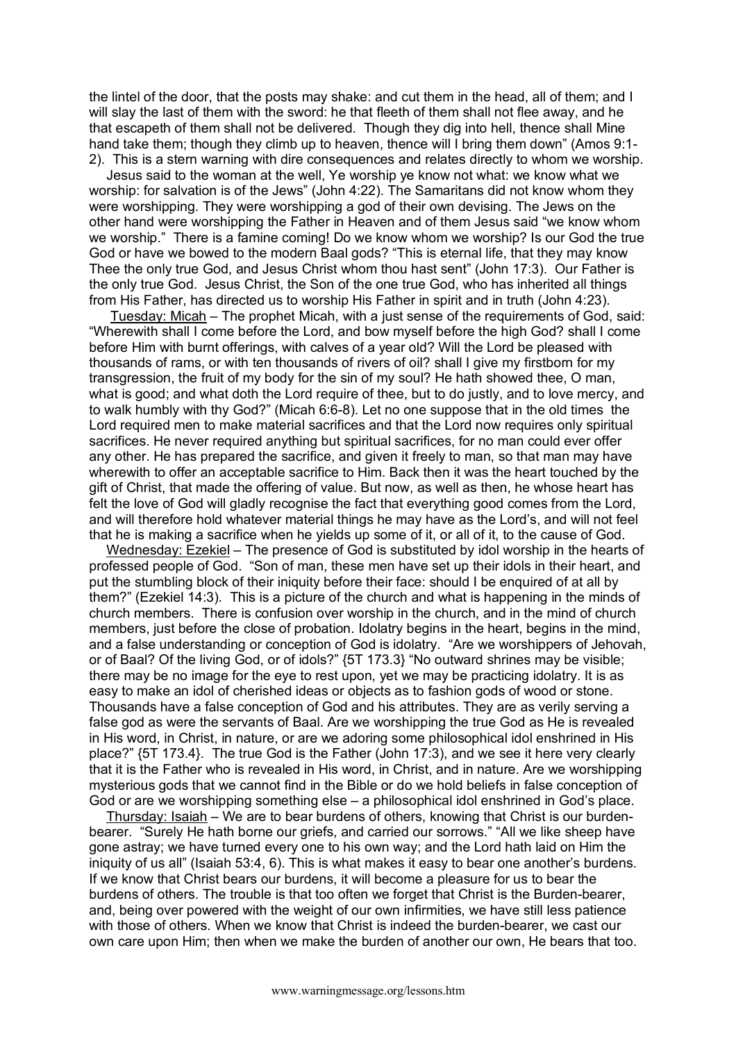the lintel of the door, that the posts may shake: and cut them in the head, all of them; and I will slay the last of them with the sword: he that fleeth of them shall not flee away, and he that escapeth of them shall not be delivered. Though they dig into hell, thence shall Mine hand take them; though they climb up to heaven, thence will I bring them down" (Amos 9:1-2). This is a stern warning with dire consequences and relates directly to whom we worship.

Jesus said to the woman at the well, Ye worship ye know not what: we know what we worship: for salvation is of the Jews" (John 4:22). The Samaritans did not know whom they were worshipping. They were worshipping a god of their own devising. The Jews on the other hand were worshipping the Father in Heaven and of them Jesus said "we know whom we worship." There is a famine coming! Do we know whom we worship? Is our God the true God or have we bowed to the modern Baal gods? "This is eternal life, that they may know Thee the only true God, and Jesus Christ whom thou hast sent" (John 17:3). Our Father is the only true God. Jesus Christ, the Son of the one true God, who has inherited all things from His Father, has directed us to worship His Father in spirit and in truth (John 4:23).

<u>Tuesday: Micah</u> – The prophet Micah, with a just sense of the requirements of God, said: "Wherewith shall I come before the Lord, and bow myself before the high God? shall I come before Him with burnt offerings, with calves of a year old? Will the Lord be pleased with thousands of rams, or with ten thousands of rivers of oil? shall I give my firstborn for my transgression, the fruit of my body for the sin of my soul? He hath showed thee, O man, what is good; and what doth the Lord require of thee, but to do justly, and to love mercy, and to walk humbly with thy God?" (Micah 6:6-8). Let no one suppose that in the old times the Lord required men to make material sacrifices and that the Lord now requires only spiritual sacrifices. He never required anything but spiritual sacrifices, for no man could ever offer any other. He has prepared the sacrifice, and given it freely to man, so that man may have wherewith to offer an acceptable sacrifice to Him. Back then it was the heart touched by the gift of Christ, that made the offering of value. But now, as well as then, he whose heart has felt the love of God will gladly recognise the fact that everything good comes from the Lord, and will therefore hold whatever material things he may have as the Lord's, and will not feel that he is making a sacrifice when he yields up some of it, or all of it, to the cause of God.

<u>Wednesday: Ezekiel</u> – The presence of God is substituted by idol worship in the hearts of professed people of God. "Son of man, these men have set up their idols in their heart, and put the stumbling block of their iniquity before their face: should I be enquired of at all by them?" (Ezekiel 14:3). This is a picture of the church and what is happening in the minds of church members. There is confusion over worship in the church, and in the mind of church members, just before the close of probation. Idolatry begins in the heart, begins in the mind, and a false understanding or conception of God is idolatry. "Are we worshippers of Jehovah, or of Baal? Of the living God, or of idols?" {5T 173.3} "No outward shrines may be visible; there may be no image for the eye to rest upon, yet we may be practicing idolatry. It is as easy to make an idol of cherished ideas or objects as to fashion gods of wood or stone. Thousands have a false conception of God and his attributes. They are as verily serving a false god as were the servants of Baal. Are we worshipping the true God as He is revealed in His word, in Christ, in nature, or are we adoring some philosophical idol enshrined in His place?" {5T 173.4}. The true God is the Father (John 17:3), and we see it here very clearly that it is the Father who is revealed in His word, in Christ, and in nature. Are we worshipping mysterious gods that we cannot find in the Bible or do we hold beliefs in false conception of God or are we worshipping something else – a philosophical idol enshrined in God's place.

<u>Thursday: Isaiah</u> – We are to bear burdens of others, knowing that Christ is our burden-bearer. "Surely He hath borne our griefs, and carried our sorrows." "All we like sheep have gone astray; we have turned every one to his own way; and the Lord hath laid on Him the iniquity of us all" (Isaiah 53:4, 6). This is what makes it easy to bear one another's burdens. If we know that Christ bears our burdens, it will become a pleasure for us to bear the burdens of others. The trouble is that too often we forget that Christ is the Burden-bearer, and, being over powered with the weight of our own infirmities, we have still less patience with those of others. When we know that Christ is indeed the burden-bearer, we cast our own care upon Him; then when we make the burden of another our own, He bears that too.